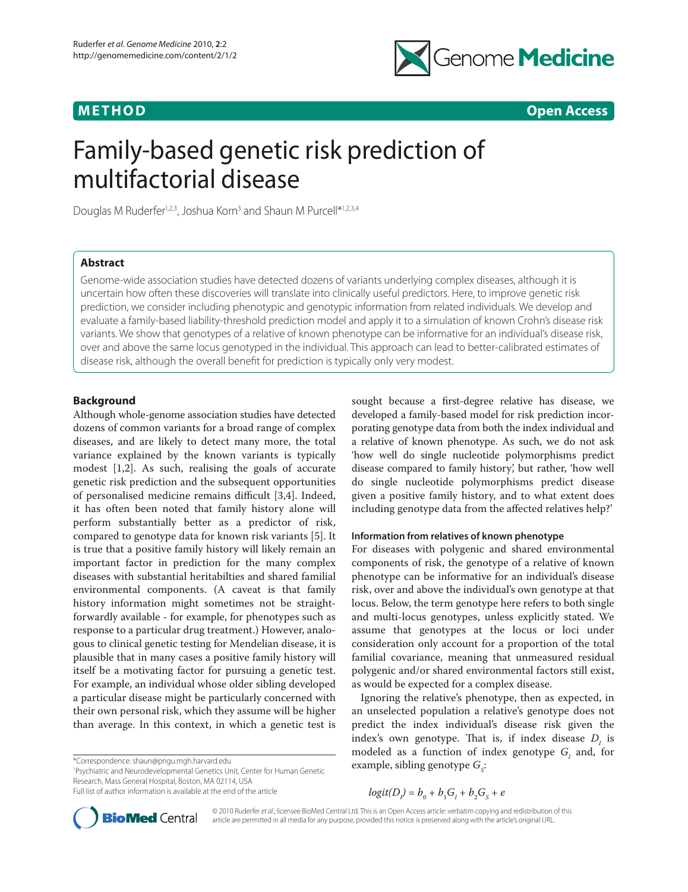METHOD | Open Access

# Family-based genetic risk prediction of multifactorial disease

Douglas M Ruderfer[1,2,3], Joshua Korn[3] and Shaun M Purcell*[1,2,3,4]

## Abstract

Genome-wide association studies have detected dozens of variants underlying complex diseases, although it is uncertain how often these discoveries will translate into clinically useful predictors. Here, to improve genetic risk prediction, we consider including phenotypic and genotypic information from related individuals. We develop and evaluate a family-based liability-threshold prediction model and apply it to a simulation of known Crohn's disease risk variants. We show that genotypes of a relative of known phenotype can be informative for an individual's disease risk, over and above the same locus genotyped in the individual. This approach can lead to better-calibrated estimates of disease risk, although the overall benefit for prediction is typically only very modest.

## Background

Although whole-genome association studies have detected dozens of common variants for a broad range of complex diseases, and are likely to detect many more, the total variance explained by the known variants is typically modest [1,2]. As such, realising the goals of accurate genetic risk prediction and the subsequent opportunities of personalised medicine remains difficult [3,4]. Indeed, it has often been noted that family history alone will perform substantially better as a predictor of risk, compared to genotype data for known risk variants [5]. It is true that a positive family history will likely remain an important factor in prediction for the many complex diseases with substantial heritabilties and shared familial environmental components. (A caveat is that family history information might sometimes not be straightforwardly available - for example, for phenotypes such as response to a particular drug treatment.) However, analogous to clinical genetic testing for Mendelian disease, it is plausible that in many cases a positive family history will itself be a motivating factor for pursuing a genetic test. For example, an individual whose older sibling developed a particular disease might be particularly concerned with their own personal risk, which they assume will be higher than average. In this context, in which a genetic test is sought because a first-degree relative has disease, we developed a family-based model for risk prediction incorporating genotype data from both the index individual and a relative of known phenotype. As such, we do not ask 'how well do single nucleotide polymorphisms predict disease compared to family history', but rather, 'how well do single nucleotide polymorphisms predict disease given a positive family history, and to what extent does including genotype data from the affected relatives help?'

### Information from relatives of known phenotype

For diseases with polygenic and shared environmental components of risk, the genotype of a relative of known phenotype can be informative for an individual's disease risk, over and above the individual's own genotype at that locus. Below, the term genotype here refers to both single and multi-locus genotypes, unless explicitly stated. We assume that genotypes at the locus or loci under consideration only account for a proportion of the total familial covariance, meaning that unmeasured residual polygenic and/or shared environmental factors still exist, as would be expected for a complex disease.

Ignoring the relative's phenotype, then as expected, in an unselected population a relative's genotype does not predict the index individual's disease risk given the index's own genotype. That is, if index disease $D_I$ is modeled as a function of index genotype $G_I$ and, for example, sibling genotype $G_S$:

$$logit(D_I) = b_0 + b_1G_I + b_2G_S + e$$

*Correspondence: shaun@pngu.mgh.harvard.edu
[1]Psychiatric and Neurodevelopmental Genetics Unit, Center for Human Genetic Research, Mass General Hospital, Boston, MA 02114, USA
Full list of author information is available at the end of the article

© 2010 Ruderfer *et al*.; licensee BioMed Central Ltd. This is an Open Access article: verbatim copying and redistribution of this article are permitted in all media for any purpose, provided this notice is preserved along with the article's original URL.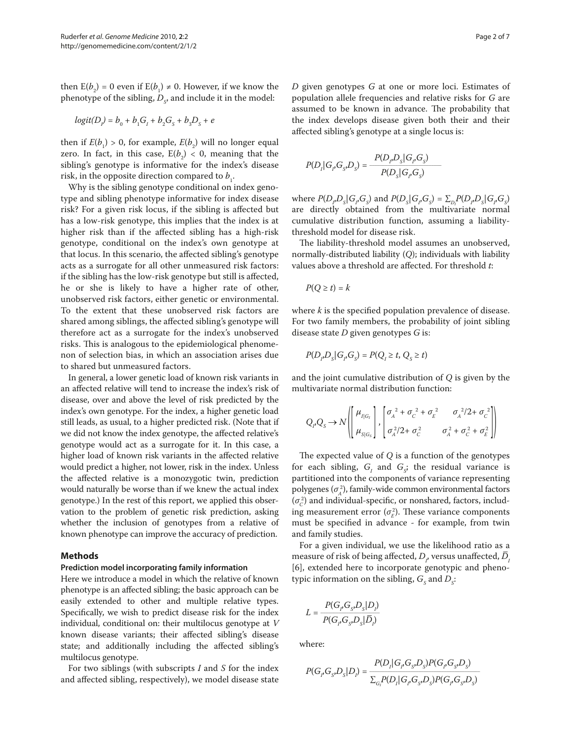then $E(b_2) = 0$ even if $E(b_1) \neq 0$. However, if we know the phenotype of the sibling, $D_S$, and include it in the model:

$$logit(D_I) = b_0 + b_1 G_I + b_2 G_S + b_3 D_S + e$$

then if $E(b_1) > 0$, for example, $E(b_2)$ will no longer equal zero. In fact, in this case, $E(b_2) < 0$, meaning that the sibling's genotype is informative for the index's disease risk, in the opposite direction compared to $b_1$.

Why is the sibling genotype conditional on index genotype and sibling phenotype informative for index disease risk? For a given risk locus, if the sibling is affected but has a low-risk genotype, this implies that the index is at higher risk than if the affected sibling has a high-risk genotype, conditional on the index's own genotype at that locus. In this scenario, the affected sibling's genotype acts as a surrogate for all other unmeasured risk factors: if the sibling has the low-risk genotype but still is affected, he or she is likely to have a higher rate of other, unobserved risk factors, either genetic or environmental. To the extent that these unobserved risk factors are shared among siblings, the affected sibling's genotype will therefore act as a surrogate for the index's unobserved risks. This is analogous to the epidemiological phenomenon of selection bias, in which an association arises due to shared but unmeasured factors.

In general, a lower genetic load of known risk variants in an affected relative will tend to increase the index's risk of disease, over and above the level of risk predicted by the index's own genotype. For the index, a higher genetic load still leads, as usual, to a higher predicted risk. (Note that if we did not know the index genotype, the affected relative's genotype would act as a surrogate for it. In this case, a higher load of known risk variants in the affected relative would predict a higher, not lower, risk in the index. Unless the affected relative is a monozygotic twin, prediction would naturally be worse than if we knew the actual index genotype.) In the rest of this report, we applied this observation to the problem of genetic risk prediction, asking whether the inclusion of genotypes from a relative of known phenotype can improve the accuracy of prediction.

## Methods

### Prediction model incorporating family information

Here we introduce a model in which the relative of known phenotype is an affected sibling; the basic approach can be easily extended to other and multiple relative types. Specifically, we wish to predict disease risk for the index individual, conditional on: their multilocus genotype at $V$ known disease variants; their affected sibling's disease state; and additionally including the affected sibling's multilocus genotype.

For two siblings (with subscripts $I$ and $S$ for the index and affected sibling, respectively), we model disease state $D$ given genotypes $G$ at one or more loci. Estimates of population allele frequencies and relative risks for $G$ are assumed to be known in advance. The probability that the index develops disease given both their and their affected sibling's genotype at a single locus is:

$$P(D_I|G_I,G_S,D_S) = \frac{P(D_I,D_S|G_I,G_S)}{P(D_S|G_I,G_S)}$$

where $P(D_I,D_S|G_I,G_S)$ and $P(D_S|G_I,G_S) = \sum_{D_I} P(D_I,D_S|G_I,G_S)$ are directly obtained from the multivariate normal cumulative distribution function, assuming a liability-threshold model for disease risk.

The liability-threshold model assumes an unobserved, normally-distributed liability ($Q$); individuals with liability values above a threshold are affected. For threshold $t$:

$$P(Q \geq t) = k$$

where $k$ is the specified population prevalence of disease. For two family members, the probability of joint sibling disease state $D$ given genotypes $G$ is:

$$P(D_I,D_S|G_I,G_S) = P(Q_I \geq t,\ Q_S \geq t)$$

and the joint cumulative distribution of $Q$ is given by the multivariate normal distribution function:

$$Q_I,Q_S \rightarrow N\left(\begin{bmatrix} \mu_{I|G_I} \\ \mu_{S|G_S} \end{bmatrix}, \begin{bmatrix} \sigma_A^2 + \sigma_C^2 + \sigma_E^2 & \sigma_A^2/2 + \sigma_C^2 \\ \sigma_A^2/2 + \sigma_C^2 & \sigma_A^2 + \sigma_C^2 + \sigma_E^2 \end{bmatrix}\right)$$

The expected value of $Q$ is a function of the genotypes for each sibling, $G_I$ and $G_S$; the residual variance is partitioned into the components of variance representing polygenes ($\sigma_A^2$), family-wide common environmental factors ($\sigma_C^2$) and individual-specific, or nonshared, factors, including measurement error ($\sigma_E^2$). These variance components must be specified in advance - for example, from twin and family studies.

For a given individual, we use the likelihood ratio as a measure of risk of being affected, $D_I$, versus unaffected, $\bar{D}_I$ [6], extended here to incorporate genotypic and phenotypic information on the sibling, $G_S$ and $D_S$:

$$L = \frac{P(G_I,G_S,D_S|D_I)}{P(G_I,G_S,D_S|\bar{D}_I)}$$

where:

$$P(G_I,G_S,D_S|D_I) = \frac{P(D_I|G_I,G_S,D_S)P(G_I,G_S,D_S)}{\sum_{G_I} P(D_I|G_I,G_S,D_S)P(G_I,G_S,D_S)}$$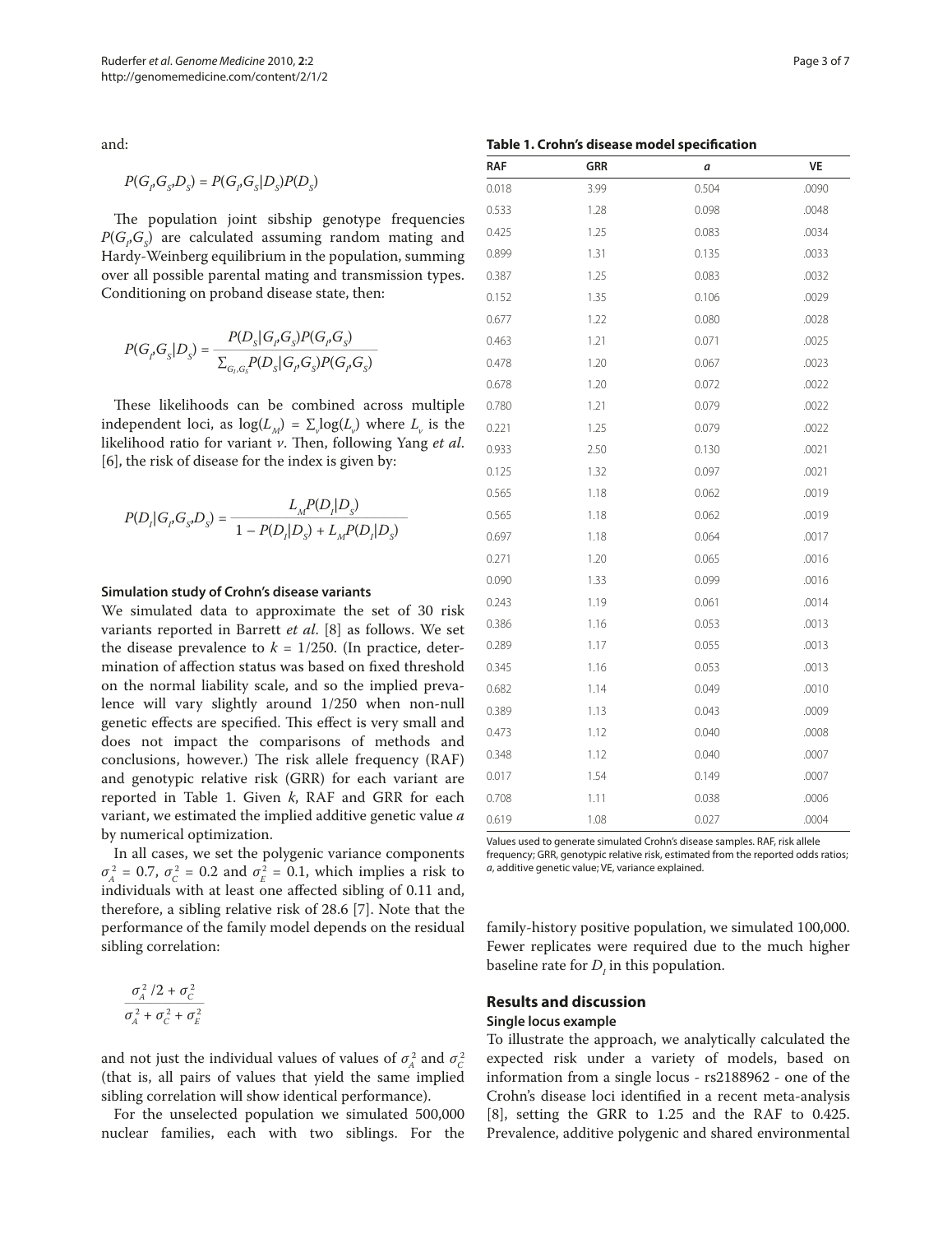and:

$$P(G_P,G_S,D_S) = P(G_P,G_S|D_S)P(D_S)$$

The population joint sibship genotype frequencies $P(G_P,G_S)$ are calculated assuming random mating and Hardy-Weinberg equilibrium in the population, summing over all possible parental mating and transmission types. Conditioning on proband disease state, then:

$$P(G_P,G_S|D_S) = \frac{P(D_S|G_P,G_S)P(G_P,G_S)}{\sum_{G_P,G_S} P(D_S|G_P,G_S)P(G_P,G_S)}$$

These likelihoods can be combined across multiple independent loci, as $\log(L_M) = \sum_v \log(L_v)$ where $L_v$ is the likelihood ratio for variant $v$. Then, following Yang *et al.* [6], the risk of disease for the index is given by:

$$P(D_I|G_P,G_S,D_S) = \frac{L_M P(D_I|D_S)}{1 - P(D_I|D_S) + L_M P(D_I|D_S)}$$

#### Simulation study of Crohn's disease variants

We simulated data to approximate the set of 30 risk variants reported in Barrett *et al.* [8] as follows. We set the disease prevalence to $k = 1/250$. (In practice, determination of affection status was based on fixed threshold on the normal liability scale, and so the implied prevalence will vary slightly around 1/250 when non-null genetic effects are specified. This effect is very small and does not impact the comparisons of methods and conclusions, however.) The risk allele frequency (RAF) and genotypic relative risk (GRR) for each variant are reported in Table 1. Given $k$, RAF and GRR for each variant, we estimated the implied additive genetic value $a$ by numerical optimization.

In all cases, we set the polygenic variance components $\sigma_A^2 = 0.7$, $\sigma_C^2 = 0.2$ and $\sigma_E^2 = 0.1$, which implies a risk to individuals with at least one affected sibling of 0.11 and, therefore, a sibling relative risk of 28.6 [7]. Note that the performance of the family model depends on the residual sibling correlation:

$$\frac{\sigma_A^2/2 + \sigma_C^2}{\sigma_A^2 + \sigma_C^2 + \sigma_E^2}$$

and not just the individual values of values of $\sigma_A^2$ and $\sigma_C^2$ (that is, all pairs of values that yield the same implied sibling correlation will show identical performance).

For the unselected population we simulated 500,000 nuclear families, each with two siblings. For the family-history positive population, we simulated 100,000. Fewer replicates were required due to the much higher baseline rate for $D_I$ in this population.

**Table 1. Crohn's disease model specification**

| RAF | GRR | *a* | VE |
|---|---|---|---|
| 0.018 | 3.99 | 0.504 | .0090 |
| 0.533 | 1.28 | 0.098 | .0048 |
| 0.425 | 1.25 | 0.083 | .0034 |
| 0.899 | 1.31 | 0.135 | .0033 |
| 0.387 | 1.25 | 0.083 | .0032 |
| 0.152 | 1.35 | 0.106 | .0029 |
| 0.677 | 1.22 | 0.080 | .0028 |
| 0.463 | 1.21 | 0.071 | .0025 |
| 0.478 | 1.20 | 0.067 | .0023 |
| 0.678 | 1.20 | 0.072 | .0022 |
| 0.780 | 1.21 | 0.079 | .0022 |
| 0.221 | 1.25 | 0.079 | .0022 |
| 0.933 | 2.50 | 0.130 | .0021 |
| 0.125 | 1.32 | 0.097 | .0021 |
| 0.565 | 1.18 | 0.062 | .0019 |
| 0.565 | 1.18 | 0.062 | .0019 |
| 0.697 | 1.18 | 0.064 | .0017 |
| 0.271 | 1.20 | 0.065 | .0016 |
| 0.090 | 1.33 | 0.099 | .0016 |
| 0.243 | 1.19 | 0.061 | .0014 |
| 0.386 | 1.16 | 0.053 | .0013 |
| 0.289 | 1.17 | 0.055 | .0013 |
| 0.345 | 1.16 | 0.053 | .0013 |
| 0.682 | 1.14 | 0.049 | .0010 |
| 0.389 | 1.13 | 0.043 | .0009 |
| 0.473 | 1.12 | 0.040 | .0008 |
| 0.348 | 1.12 | 0.040 | .0007 |
| 0.017 | 1.54 | 0.149 | .0007 |
| 0.708 | 1.11 | 0.038 | .0006 |
| 0.619 | 1.08 | 0.027 | .0004 |

Values used to generate simulated Crohn's disease samples. RAF, risk allele frequency; GRR, genotypic relative risk, estimated from the reported odds ratios; *a*, additive genetic value; VE, variance explained.

## Results and discussion

#### Single locus example

To illustrate the approach, we analytically calculated the expected risk under a variety of models, based on information from a single locus - rs2188962 - one of the Crohn's disease loci identified in a recent meta-analysis [8], setting the GRR to 1.25 and the RAF to 0.425. Prevalence, additive polygenic and shared environmental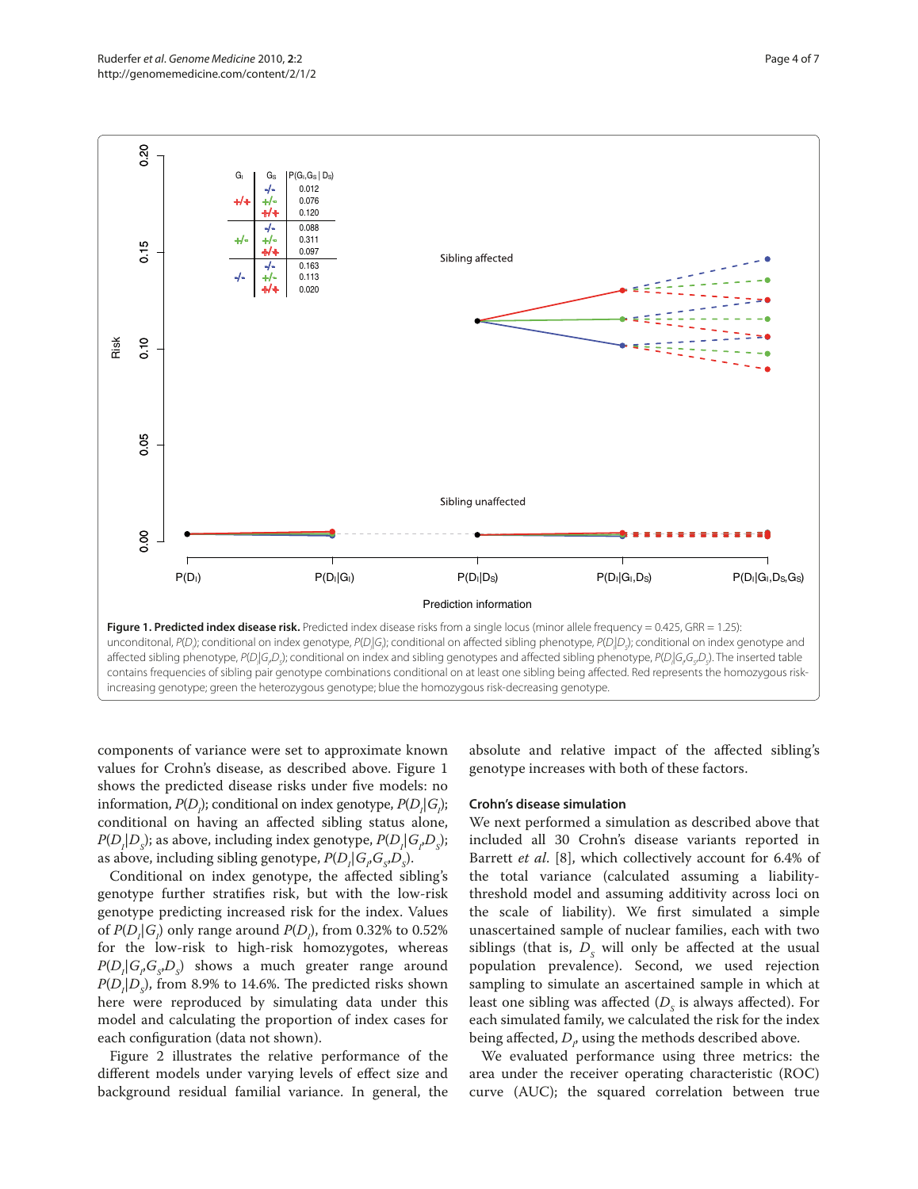**Figure 1. Predicted index disease risk.** Predicted index disease risks from a single locus (minor allele frequency = 0.425, GRR = 1.25): unconditonal, $P(D_I)$; conditional on index genotype, $P(D_I|G_I)$; conditional on affected sibling phenotype, $P(D_I|D_S)$; conditional on index genotype and affected sibling phenotype, $P(D_I|G_I,D_S)$; conditional on index and sibling genotypes and affected sibling phenotype, $P(D_I|G_I,G_S,D_S)$. The inserted table contains frequencies of sibling pair genotype combinations conditional on at least one sibling being affected. Red represents the homozygous risk-increasing genotype; green the heterozygous genotype; blue the homozygous risk-decreasing genotype.

components of variance were set to approximate known values for Crohn's disease, as described above. Figure 1 shows the predicted disease risks under five models: no information, $P(D_I)$; conditional on index genotype, $P(D_I|G_I)$; conditional on having an affected sibling status alone, $P(D_I|D_S)$; as above, including index genotype, $P(D_I|G_I,D_S)$; as above, including sibling genotype, $P(D_I|G_I,G_S,D_S)$.

Conditional on index genotype, the affected sibling's genotype further stratifies risk, but with the low-risk genotype predicting increased risk for the index. Values of $P(D_I|G_I)$ only range around $P(D_I)$, from 0.32% to 0.52% for the low-risk to high-risk homozygotes, whereas $P(D_I|G_I,G_S,D_S)$ shows a much greater range around $P(D_I|D_S)$, from 8.9% to 14.6%. The predicted risks shown here were reproduced by simulating data under this model and calculating the proportion of index cases for each configuration (data not shown).

Figure 2 illustrates the relative performance of the different models under varying levels of effect size and background residual familial variance. In general, the absolute and relative impact of the affected sibling's genotype increases with both of these factors.

### Crohn's disease simulation

We next performed a simulation as described above that included all 30 Crohn's disease variants reported in Barrett *et al*. [8], which collectively account for 6.4% of the total variance (calculated assuming a liability-threshold model and assuming additivity across loci on the scale of liability). We first simulated a simple unascertained sample of nuclear families, each with two siblings (that is, $D_S$ will only be affected at the usual population prevalence). Second, we used rejection sampling to simulate an ascertained sample in which at least one sibling was affected ($D_S$ is always affected). For each simulated family, we calculated the risk for the index being affected, $D_I$, using the methods described above.

We evaluated performance using three metrics: the area under the receiver operating characteristic (ROC) curve (AUC); the squared correlation between true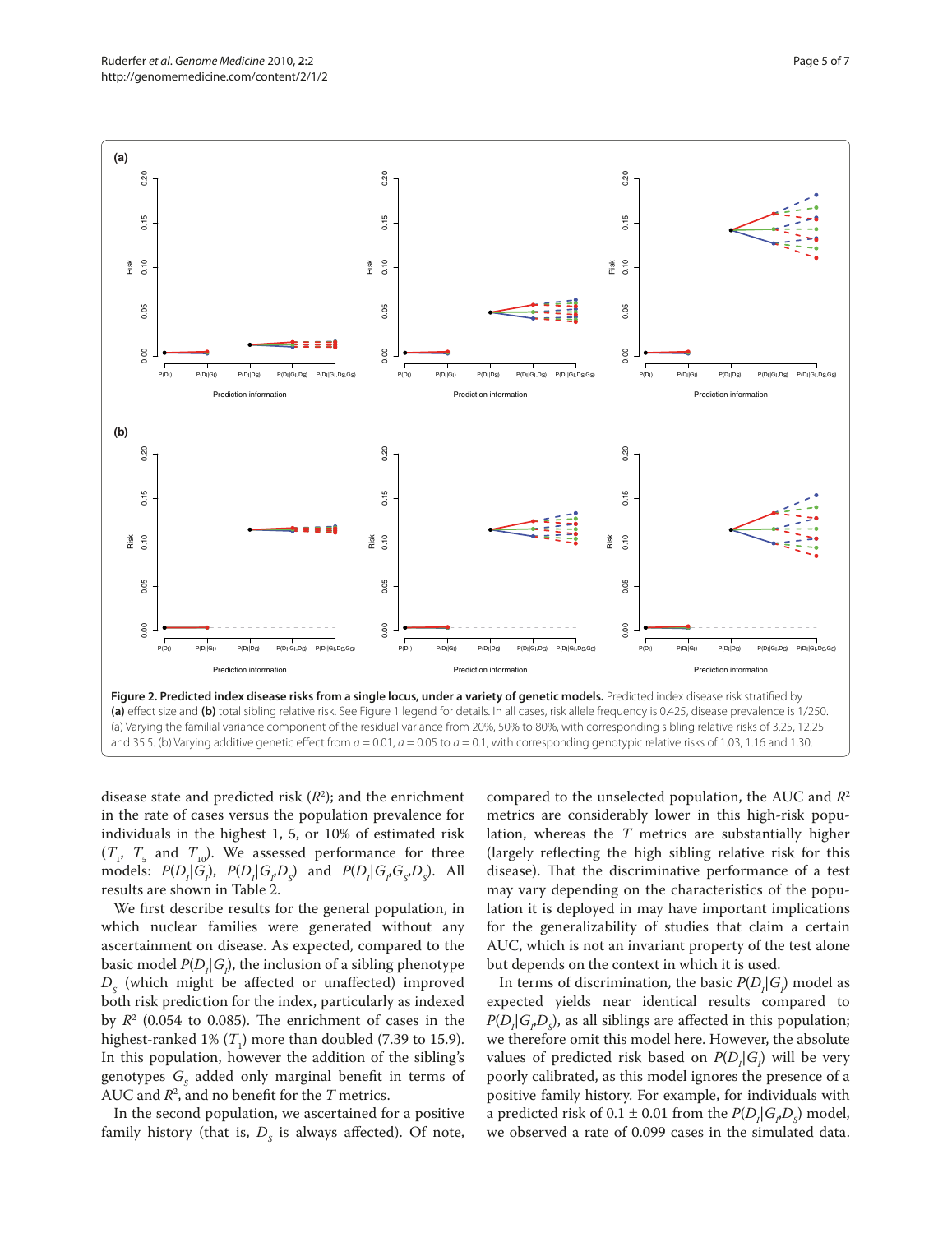**Figure 2. Predicted index disease risks from a single locus, under a variety of genetic models.** Predicted index disease risk stratified by **(a)** effect size and **(b)** total sibling relative risk. See Figure 1 legend for details. In all cases, risk allele frequency is 0.425, disease prevalence is 1/250. (a) Varying the familial variance component of the residual variance from 20%, 50% to 80%, with corresponding sibling relative risks of 3.25, 12.25 and 35.5. (b) Varying additive genetic effect from $a = 0.01$, $a = 0.05$ to $a = 0.1$, with corresponding genotypic relative risks of 1.03, 1.16 and 1.30.

disease state and predicted risk ($R^2$); and the enrichment in the rate of cases versus the population prevalence for individuals in the highest 1, 5, or 10% of estimated risk ($T_1$, $T_5$ and $T_{10}$). We assessed performance for three models: $P(D_I|G_I)$, $P(D_I|G_I,D_S)$ and $P(D_I|G_I,G_S,D_S)$. All results are shown in Table 2.

We first describe results for the general population, in which nuclear families were generated without any ascertainment on disease. As expected, compared to the basic model $P(D_I|G_I)$, the inclusion of a sibling phenotype $D_S$ (which might be affected or unaffected) improved both risk prediction for the index, particularly as indexed by $R^2$ (0.054 to 0.085). The enrichment of cases in the highest-ranked 1% ($T_1$) more than doubled (7.39 to 15.9). In this population, however the addition of the sibling's genotypes $G_S$ added only marginal benefit in terms of AUC and $R^2$, and no benefit for the $T$ metrics.

In the second population, we ascertained for a positive family history (that is, $D_S$ is always affected). Of note, compared to the unselected population, the AUC and $R^2$ metrics are considerably lower in this high-risk population, whereas the $T$ metrics are substantially higher (largely reflecting the high sibling relative risk for this disease). That the discriminative performance of a test may vary depending on the characteristics of the population it is deployed in may have important implications for the generalizability of studies that claim a certain AUC, which is not an invariant property of the test alone but depends on the context in which it is used.

In terms of discrimination, the basic $P(D_I|G_I)$ model as expected yields near identical results compared to $P(D_I|G_I,D_S)$, as all siblings are affected in this population; we therefore omit this model here. However, the absolute values of predicted risk based on $P(D_I|G_I)$ will be very poorly calibrated, as this model ignores the presence of a positive family history. For example, for individuals with a predicted risk of 0.1 ± 0.01 from the $P(D_I|G_I,D_S)$ model, we observed a rate of 0.099 cases in the simulated data.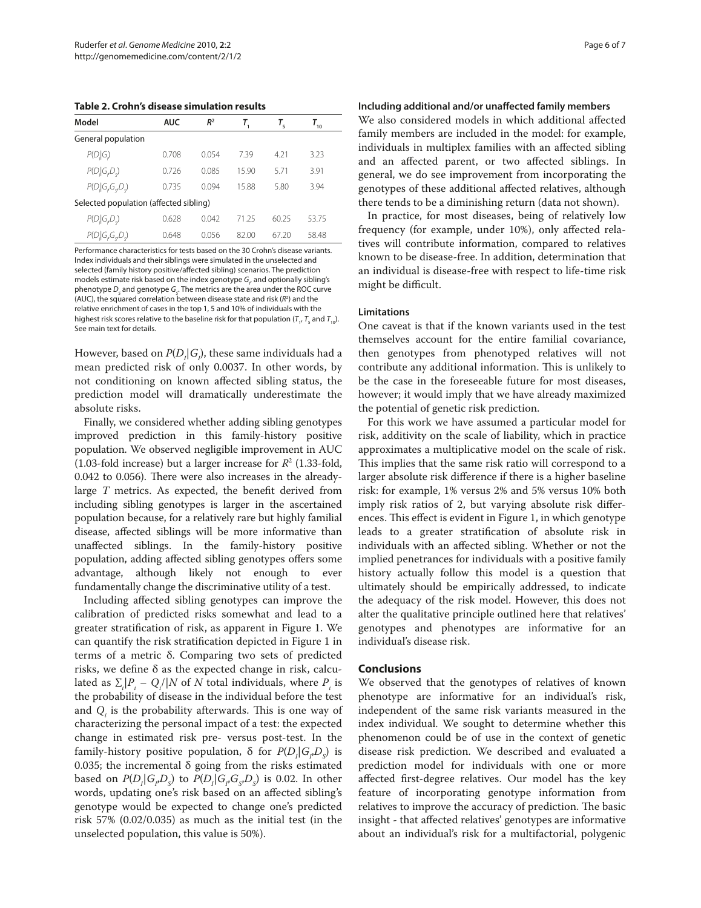**Table 2. Crohn's disease simulation results**

| Model | AUC | $R^2$ | $T_1$ | $T_5$ | $T_{10}$ |
|---|---|---|---|---|---|
| General population | | | | | |
| $P(D_I\|G_I)$ | 0.708 | 0.054 | 7.39 | 4.21 | 3.23 |
| $P(D_I\|G_I,D_S)$ | 0.726 | 0.085 | 15.90 | 5.71 | 3.91 |
| $P(D_I\|G_I,G_S,D_S)$ | 0.735 | 0.094 | 15.88 | 5.80 | 3.94 |
| Selected population (affected sibling) | | | | | |
| $P(D_I\|G_I,D_S)$ | 0.628 | 0.042 | 71.25 | 60.25 | 53.75 |
| $P(D_I\|G_I,G_S,D_S)$ | 0.648 | 0.056 | 82.00 | 67.20 | 58.48 |

Performance characteristics for tests based on the 30 Crohn's disease variants. Index individuals and their siblings were simulated in the unselected and selected (family history positive/affected sibling) scenarios. The prediction models estimate risk based on the index genotype $G_I$, and optionally sibling's phenotype $D_S$ and genotype $G_S$. The metrics are the area under the ROC curve (AUC), the squared correlation between disease state and risk ($R^2$) and the relative enrichment of cases in the top 1, 5 and 10% of individuals with the highest risk scores relative to the baseline risk for that population ($T_1$, $T_5$ and $T_{10}$). See main text for details.

However, based on $P(D_I|G_I)$, these same individuals had a mean predicted risk of only 0.0037. In other words, by not conditioning on known affected sibling status, the prediction model will dramatically underestimate the absolute risks.

Finally, we considered whether adding sibling genotypes improved prediction in this family-history positive population. We observed negligible improvement in AUC (1.03-fold increase) but a larger increase for $R^2$ (1.33-fold, 0.042 to 0.056). There were also increases in the already-large $T$ metrics. As expected, the benefit derived from including sibling genotypes is larger in the ascertained population because, for a relatively rare but highly familial disease, affected siblings will be more informative than unaffected siblings. In the family-history positive population, adding affected sibling genotypes offers some advantage, although likely not enough to ever fundamentally change the discriminative utility of a test.

Including affected sibling genotypes can improve the calibration of predicted risks somewhat and lead to a greater stratification of risk, as apparent in Figure 1. We can quantify the risk stratification depicted in Figure 1 in terms of a metric δ. Comparing two sets of predicted risks, we define δ as the expected change in risk, calculated as $\sum_i |P_i - Q_i|/N$ of $N$ total individuals, where $P_i$ is the probability of disease in the individual before the test and $Q_i$ is the probability afterwards. This is one way of characterizing the personal impact of a test: the expected change in estimated risk pre- versus post-test. In the family-history positive population, δ for $P(D_I|G_I,D_S)$ is 0.035; the incremental δ going from the risks estimated based on $P(D_I|G_I,D_S)$ to $P(D_I|G_I,G_S,D_S)$ is 0.02. In other words, updating one's risk based on an affected sibling's genotype would be expected to change one's predicted risk 57% (0.02/0.035) as much as the initial test (in the unselected population, this value is 50%).

#### Including additional and/or unaffected family members

We also considered models in which additional affected family members are included in the model: for example, individuals in multiplex families with an affected sibling and an affected parent, or two affected siblings. In general, we do see improvement from incorporating the genotypes of these additional affected relatives, although there tends to be a diminishing return (data not shown).

In practice, for most diseases, being of relatively low frequency (for example, under 10%), only affected relatives will contribute information, compared to relatives known to be disease-free. In addition, determination that an individual is disease-free with respect to life-time risk might be difficult.

#### Limitations

One caveat is that if the known variants used in the test themselves account for the entire familial covariance, then genotypes from phenotyped relatives will not contribute any additional information. This is unlikely to be the case in the foreseeable future for most diseases, however; it would imply that we have already maximized the potential of genetic risk prediction.

For this work we have assumed a particular model for risk, additivity on the scale of liability, which in practice approximates a multiplicative model on the scale of risk. This implies that the same risk ratio will correspond to a larger absolute risk difference if there is a higher baseline risk: for example, 1% versus 2% and 5% versus 10% both imply risk ratios of 2, but varying absolute risk differences. This effect is evident in Figure 1, in which genotype leads to a greater stratification of absolute risk in individuals with an affected sibling. Whether or not the implied penetrances for individuals with a positive family history actually follow this model is a question that ultimately should be empirically addressed, to indicate the adequacy of the risk model. However, this does not alter the qualitative principle outlined here that relatives' genotypes and phenotypes are informative for an individual's disease risk.

## Conclusions

We observed that the genotypes of relatives of known phenotype are informative for an individual's risk, independent of the same risk variants measured in the index individual. We sought to determine whether this phenomenon could be of use in the context of genetic disease risk prediction. We described and evaluated a prediction model for individuals with one or more affected first-degree relatives. Our model has the key feature of incorporating genotype information from relatives to improve the accuracy of prediction. The basic insight - that affected relatives' genotypes are informative about an individual's risk for a multifactorial, polygenic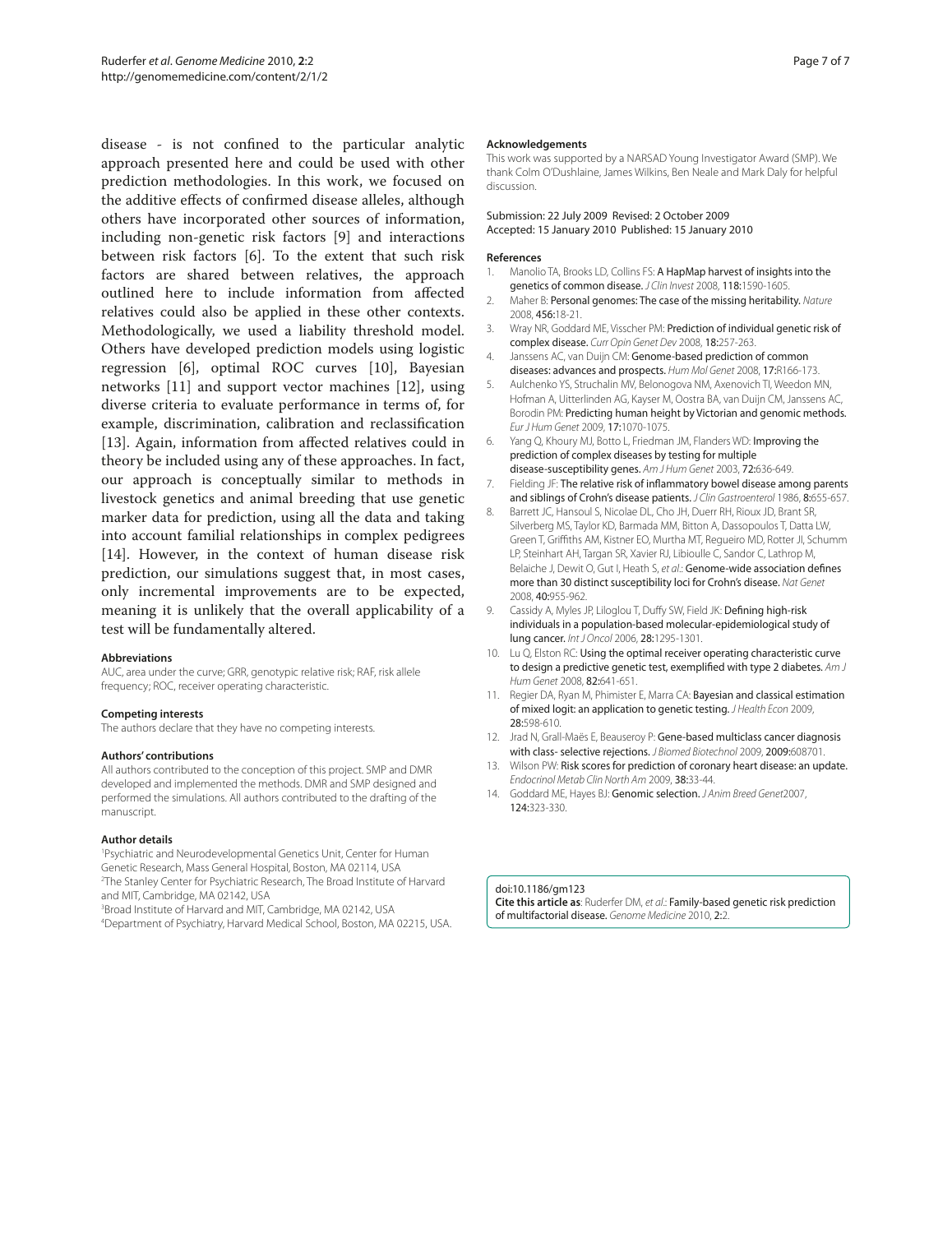disease - is not confined to the particular analytic approach presented here and could be used with other prediction methodologies. In this work, we focused on the additive effects of confirmed disease alleles, although others have incorporated other sources of information, including non-genetic risk factors [9] and interactions between risk factors [6]. To the extent that such risk factors are shared between relatives, the approach outlined here to include information from affected relatives could also be applied in these other contexts. Methodologically, we used a liability threshold model. Others have developed prediction models using logistic regression [6], optimal ROC curves [10], Bayesian networks [11] and support vector machines [12], using diverse criteria to evaluate performance in terms of, for example, discrimination, calibration and reclassification [13]. Again, information from affected relatives could in theory be included using any of these approaches. In fact, our approach is conceptually similar to methods in livestock genetics and animal breeding that use genetic marker data for prediction, using all the data and taking into account familial relationships in complex pedigrees [14]. However, in the context of human disease risk prediction, our simulations suggest that, in most cases, only incremental improvements are to be expected, meaning it is unlikely that the overall applicability of a test will be fundamentally altered.

#### Abbreviations

AUC, area under the curve; GRR, genotypic relative risk; RAF, risk allele frequency; ROC, receiver operating characteristic.

#### Competing interests

The authors declare that they have no competing interests.

#### Authors' contributions

All authors contributed to the conception of this project. SMP and DMR developed and implemented the methods. DMR and SMP designed and performed the simulations. All authors contributed to the drafting of the manuscript.

#### Author details

[1]Psychiatric and Neurodevelopmental Genetics Unit, Center for Human Genetic Research, Mass General Hospital, Boston, MA 02114, USA
[2]The Stanley Center for Psychiatric Research, The Broad Institute of Harvard and MIT, Cambridge, MA 02142, USA
[3]Broad Institute of Harvard and MIT, Cambridge, MA 02142, USA
[4]Department of Psychiatry, Harvard Medical School, Boston, MA 02215, USA.

#### Acknowledgements

This work was supported by a NARSAD Young Investigator Award (SMP). We thank Colm O'Dushlaine, James Wilkins, Ben Neale and Mark Daly for helpful discussion.

Submission: 22 July 2009 Revised: 2 October 2009
Accepted: 15 January 2010 Published: 15 January 2010

#### References

1. Manolio TA, Brooks LD, Collins FS: **A HapMap harvest of insights into the genetics of common disease.** *J Clin Invest* 2008, **118:**1590-1605.
2. Maher B: **Personal genomes: The case of the missing heritability.** *Nature* 2008, **456:**18-21.
3. Wray NR, Goddard ME, Visscher PM: **Prediction of individual genetic risk of complex disease.** *Curr Opin Genet Dev* 2008, **18:**257-263.
4. Janssens AC, van Duijn CM: **Genome-based prediction of common diseases: advances and prospects.** *Hum Mol Genet* 2008, **17:**R166-173.
5. Aulchenko YS, Struchalin MV, Belonogova NM, Axenovich TI, Weedon MN, Hofman A, Uitterlinden AG, Kayser M, Oostra BA, van Duijn CM, Janssens AC, Borodin PM: **Predicting human height by Victorian and genomic methods.** *Eur J Hum Genet* 2009, **17:**1070-1075.
6. Yang Q, Khoury MJ, Botto L, Friedman JM, Flanders WD: **Improving the prediction of complex diseases by testing for multiple disease-susceptibility genes.** *Am J Hum Genet* 2003, **72:**636-649.
7. Fielding JF: **The relative risk of inflammatory bowel disease among parents and siblings of Crohn's disease patients.** *J Clin Gastroenterol* 1986, **8:**655-657.
8. Barrett JC, Hansoul S, Nicolae DL, Cho JH, Duerr RH, Rioux JD, Brant SR, Silverberg MS, Taylor KD, Barmada MM, Bitton A, Dassopoulos T, Datta LW, Green T, Griffiths AM, Kistner EO, Murtha MT, Regueiro MD, Rotter JI, Schumm LP, Steinhart AH, Targan SR, Xavier RJ, Libioulle C, Sandor C, Lathrop M, Belaiche J, Dewit O, Gut I, Heath S, *et al.*: **Genome-wide association defines more than 30 distinct susceptibility loci for Crohn's disease.** *Nat Genet* 2008, **40:**955-962.
9. Cassidy A, Myles JP, Liloglou T, Duffy SW, Field JK: **Defining high-risk individuals in a population-based molecular-epidemiological study of lung cancer.** *Int J Oncol* 2006, **28:**1295-1301.
10. Lu Q, Elston RC: **Using the optimal receiver operating characteristic curve to design a predictive genetic test, exemplified with type 2 diabetes.** *Am J Hum Genet* 2008, **82:**641-651.
11. Regier DA, Ryan M, Phimister E, Marra CA: **Bayesian and classical estimation of mixed logit: an application to genetic testing.** *J Health Econ* 2009, **28:**598-610.
12. Jrad N, Grall-Maës E, Beauseroy P: **Gene-based multiclass cancer diagnosis with class- selective rejections.** *J Biomed Biotechnol* 2009, **2009:**608701.
13. Wilson PW: **Risk scores for prediction of coronary heart disease: an update.** *Endocrinol Metab Clin North Am* 2009, **38:**33-44.
14. Goddard ME, Hayes BJ: **Genomic selection.** *J Anim Breed Genet*2007, **124:**323-330.

doi:10.1186/gm123
**Cite this article as**: Ruderfer DM, *et al.*: Family-based genetic risk prediction of multifactorial disease. *Genome Medicine* 2010, **2:**2.